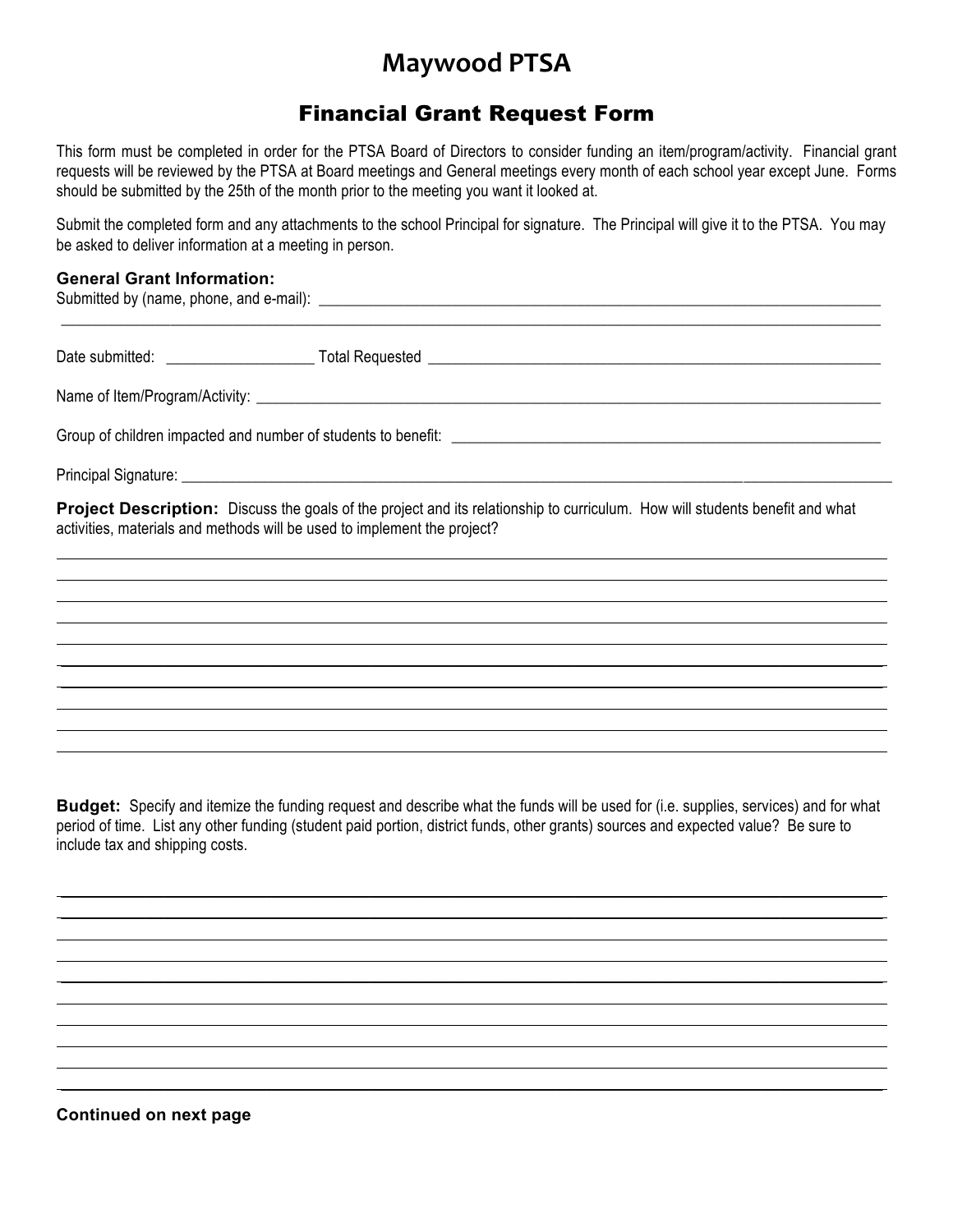# Maywood PTSA

## Financial Grant Request Form

This form must be completed in order for the PTSA Board of Directors to consider funding an item/program/activity. Financial grant requests will be reviewed by the PTSA at Board meetings and General meetings every month of each school year except June. Forms should be submitted by the 25th of the month prior to the meeting you want it looked at.

Submit the completed form and any attachments to the school Principal for signature. The Principal will give it to the PTSA. You may be asked to deliver information at a meeting in person.

### General Grant Information:

Submitted by (name, phone, and e-mail): ______________________________________________________________________________

______________________________________________________________________________________________________

Date submitted: ___________________ Total Requested ___________________________________________________________

Name of Item/Program/Activity: _______________________________________________________________________________

Group of children impacted and number of students to benefit: ______________________________________________________

Principal Signature: ________________________________________________________________________________________

**Project Description:** Discuss the goals of the project and its relationship to curriculum. How will students benefit and what activities, materials and methods will be used to implement the project?

______________________________________________________________________________________________________

______________________________________________________________________________________________________

______________________________________________________________________________________________________

______________________________________________________________________________________________________

______________________________________________________________________________________________________

______________________________________________________________________________________________________

______________________________________________________________________________________________________

______________________________________________________________________________________________________

______________________________________________________________________________________________________

______________________________________________________________________________________________________

**Budget:** Specify and itemize the funding request and describe what the funds will be used for (i.e. supplies, services) and for what period of time. List any other funding (student paid portion, district funds, other grants) sources and expected value? Be sure to include tax and shipping costs.

______________________________________________________________________________________________________

______________________________________________________________________________________________________

______________________________________________________________________________________________________

______________________________________________________________________________________________________

______________________________________________________________________________________________________

______________________________________________________________________________________________________

______________________________________________________________________________________________________

______________________________________________________________________________________________________

______________________________________________________________________________________________________

______________________________________________________________________________________________________

**Continued on next page**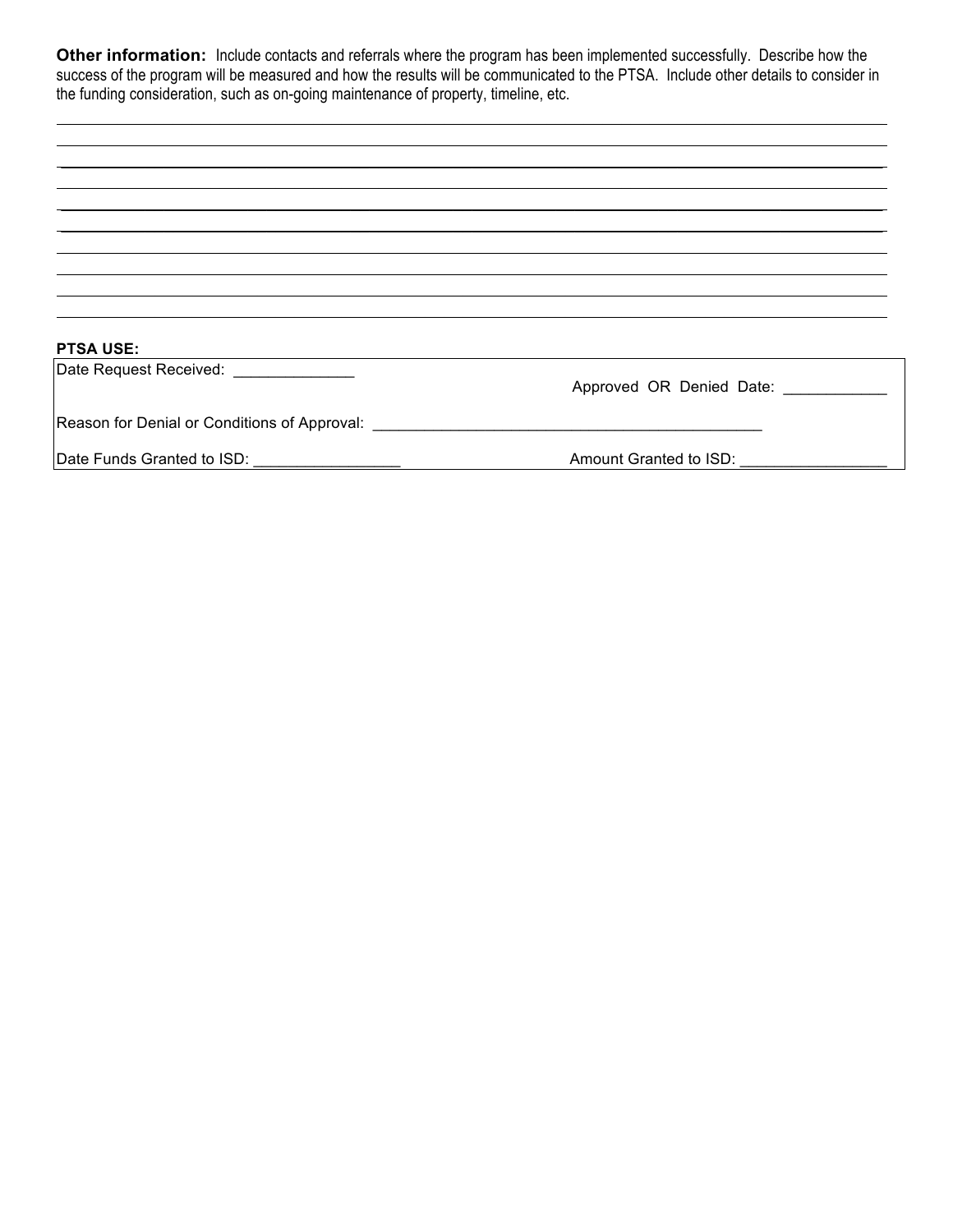**Other information:** Include contacts and referrals where the program has been implemented successfully. Describe how the success of the program will be measured and how the results will be communicated to the PTSA. Include other details to consider in the funding consideration, such as on-going maintenance of property, timeline, etc.

**PTSA USE:**

Date Request Received: ______________

Approved OR Denied Date: ____________

Reason for Denial or Conditions of Approval: ______________________________________________

Date Funds Granted to ISD: _________________

Amount Granted to ISD: _________________